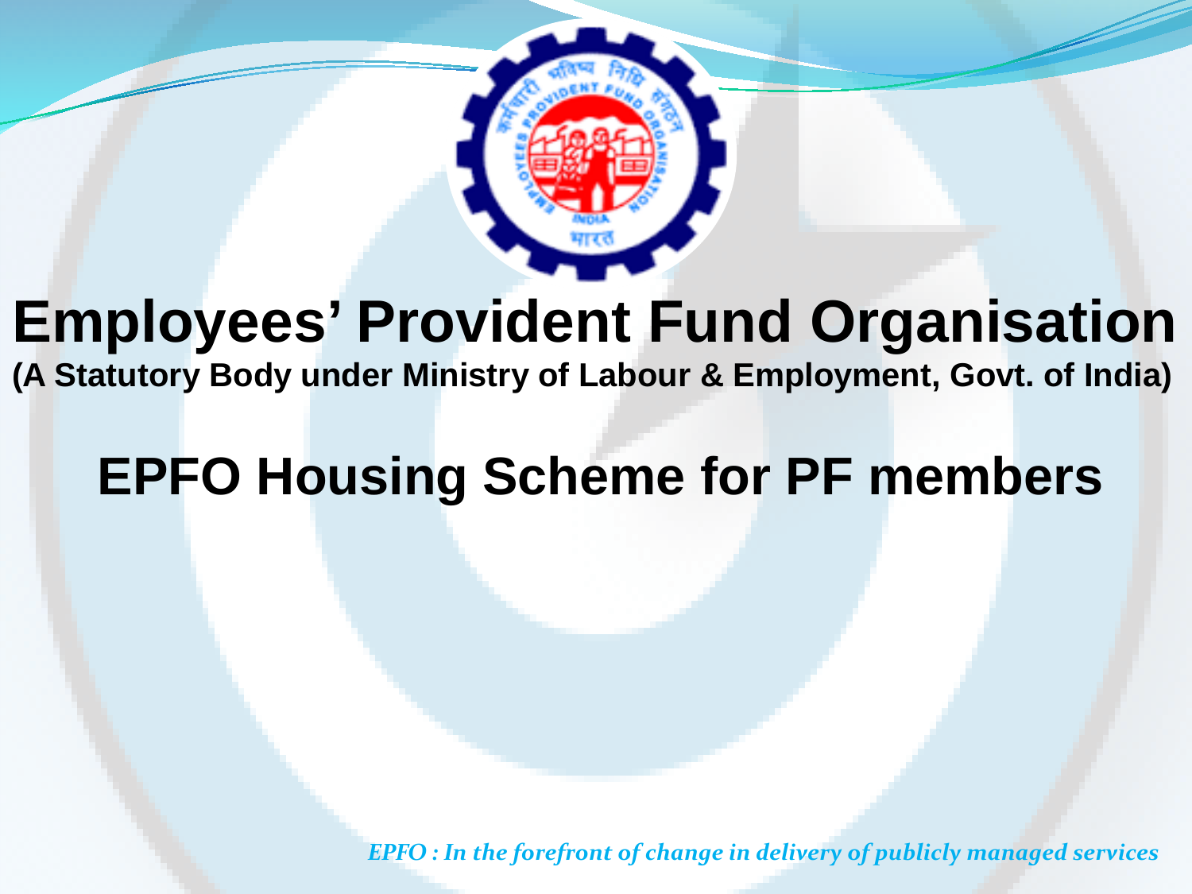# Employees' Provident Fund Organisation

**(A Statutory Body under Ministry of Labour & Employment, Govt. of India)**

## EPFO Housing Scheme for PF members

*EPFO : In the forefront of change in delivery of publicly managed services*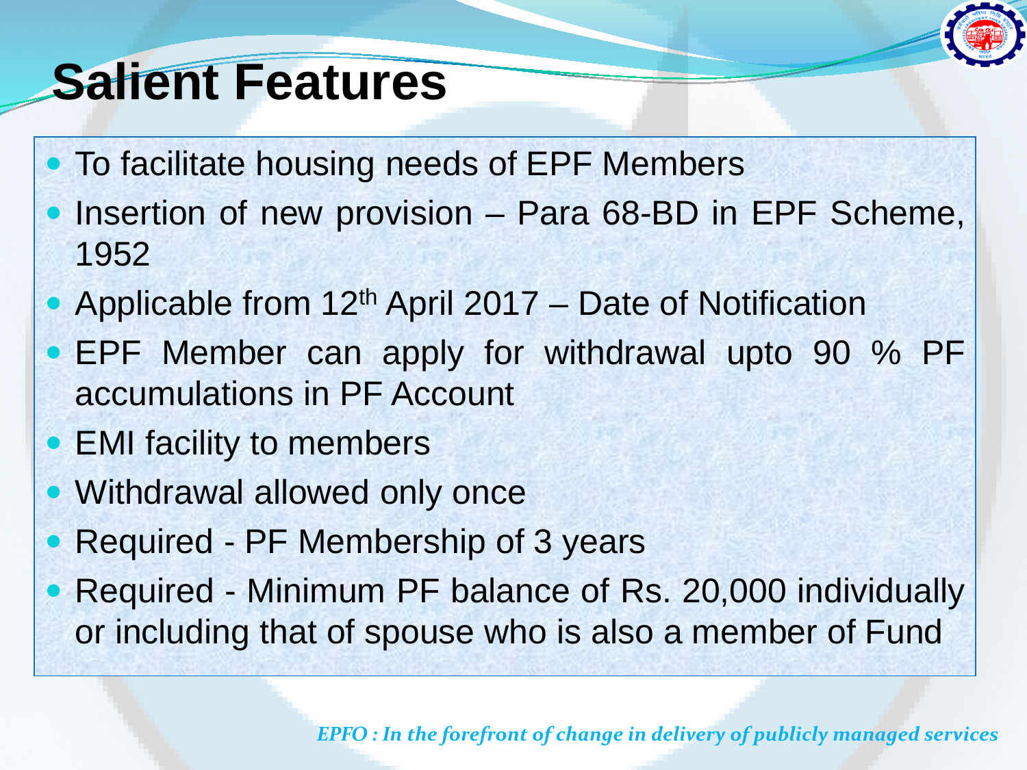# Salient Features

- To facilitate housing needs of EPF Members
- Insertion of new provision – Para 68-BD in EPF Scheme, 1952
- Applicable from 12th April 2017 – Date of Notification
- EPF Member can apply for withdrawal upto 90 % PF accumulations in PF Account
- EMI facility to members
- Withdrawal allowed only once
- Required - PF Membership of 3 years
- Required - Minimum PF balance of Rs. 20,000 individually or including that of spouse who is also a member of Fund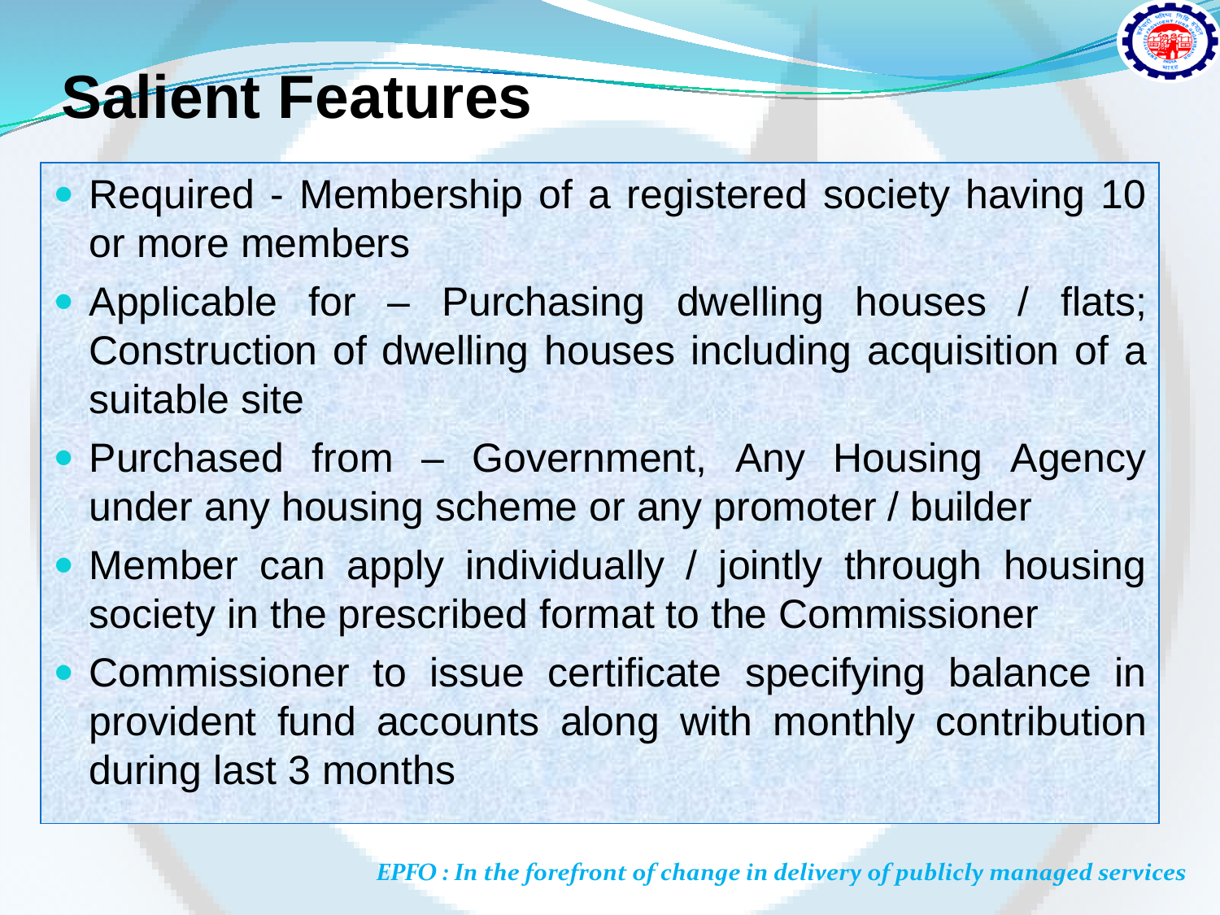# Salient Features

- Required - Membership of a registered society having 10 or more members
- Applicable for – Purchasing dwelling houses / flats; Construction of dwelling houses including acquisition of a suitable site
- Purchased from – Government, Any Housing Agency under any housing scheme or any promoter / builder
- Member can apply individually / jointly through housing society in the prescribed format to the Commissioner
- Commissioner to issue certificate specifying balance in provident fund accounts along with monthly contribution during last 3 months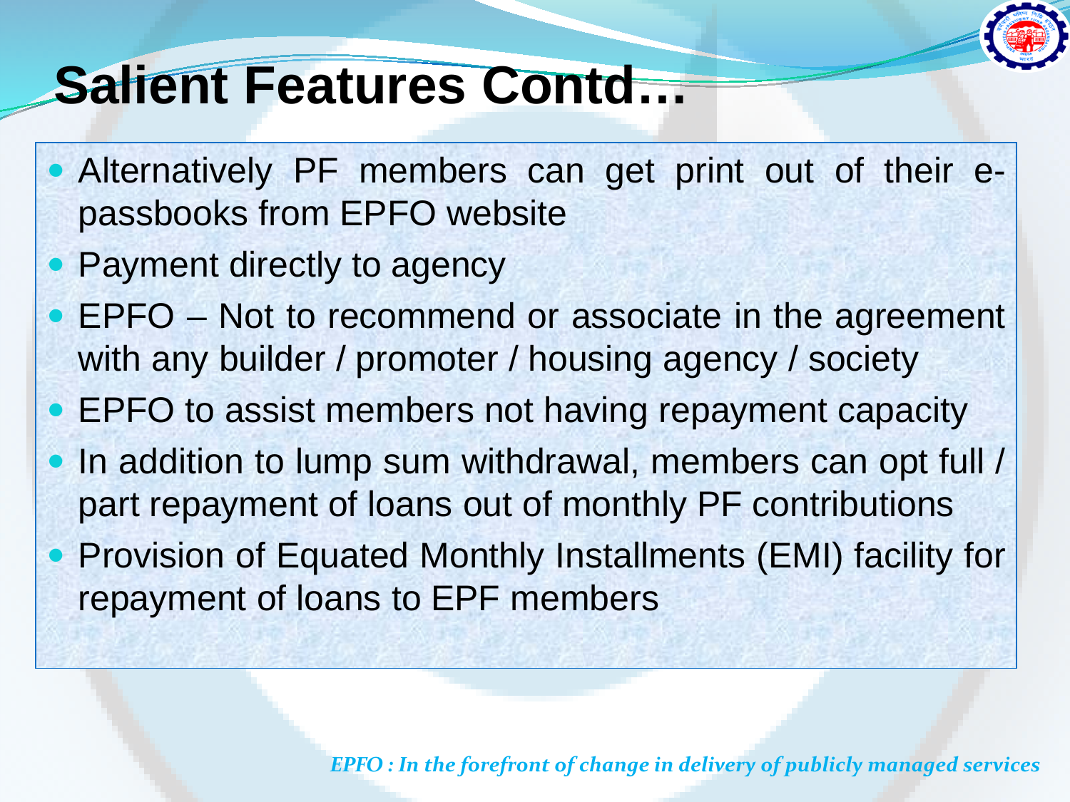# Salient Features Contd…

- Alternatively PF members can get print out of their e-passbooks from EPFO website
- Payment directly to agency
- EPFO – Not to recommend or associate in the agreement with any builder / promoter / housing agency / society
- EPFO to assist members not having repayment capacity
- In addition to lump sum withdrawal, members can opt full / part repayment of loans out of monthly PF contributions
- Provision of Equated Monthly Installments (EMI) facility for repayment of loans to EPF members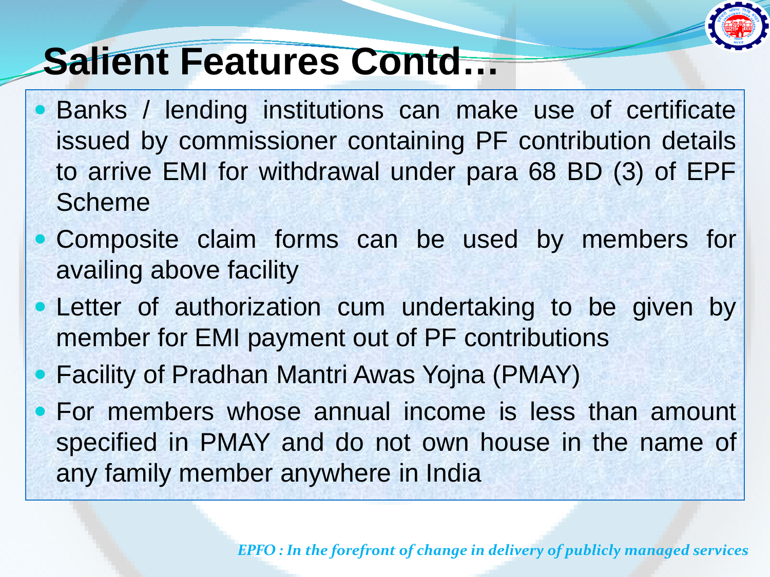# Salient Features Contd…

- Banks / lending institutions can make use of certificate issued by commissioner containing PF contribution details to arrive EMI for withdrawal under para 68 BD (3) of EPF Scheme
- Composite claim forms can be used by members for availing above facility
- Letter of authorization cum undertaking to be given by member for EMI payment out of PF contributions
- Facility of Pradhan Mantri Awas Yojna (PMAY)
- For members whose annual income is less than amount specified in PMAY and do not own house in the name of any family member anywhere in India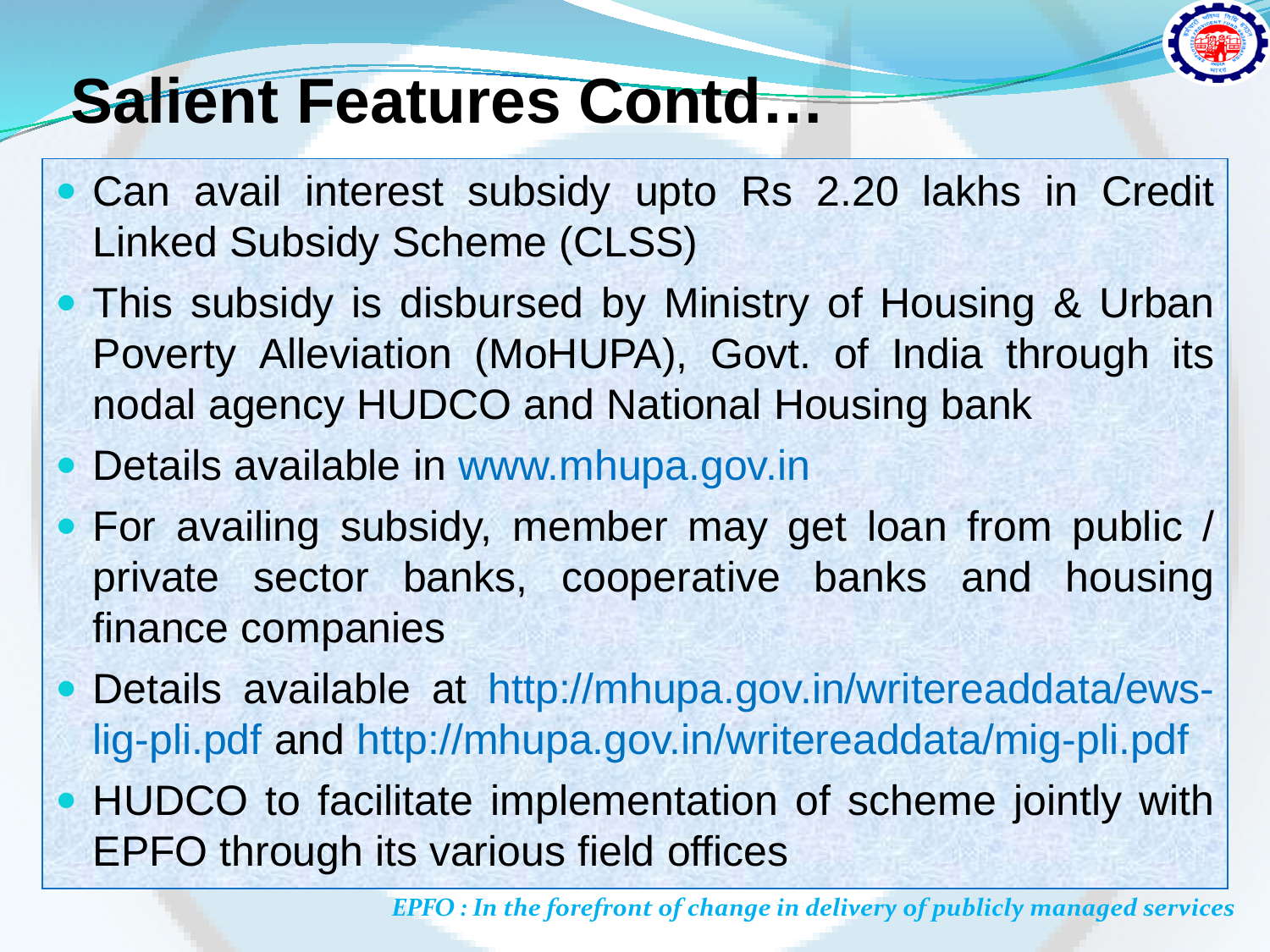# Salient Features Contd…

- Can avail interest subsidy upto Rs 2.20 lakhs in Credit Linked Subsidy Scheme (CLSS)
- This subsidy is disbursed by Ministry of Housing & Urban Poverty Alleviation (MoHUPA), Govt. of India through its nodal agency HUDCO and National Housing bank
- Details available in www.mhupa.gov.in
- For availing subsidy, member may get loan from public / private sector banks, cooperative banks and housing finance companies
- Details available at http://mhupa.gov.in/writereaddata/ews-lig-pli.pdf and http://mhupa.gov.in/writereaddata/mig-pli.pdf
- HUDCO to facilitate implementation of scheme jointly with EPFO through its various field offices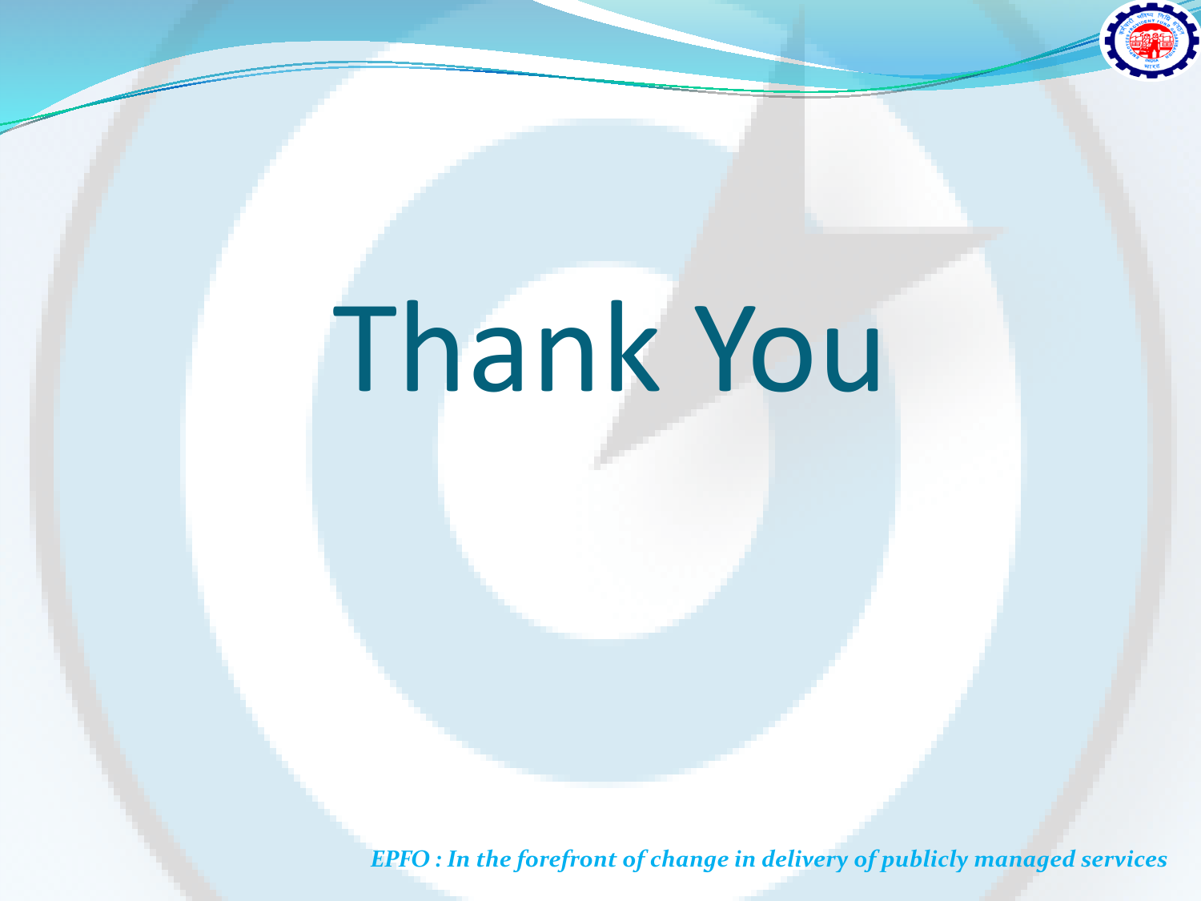# Thank You